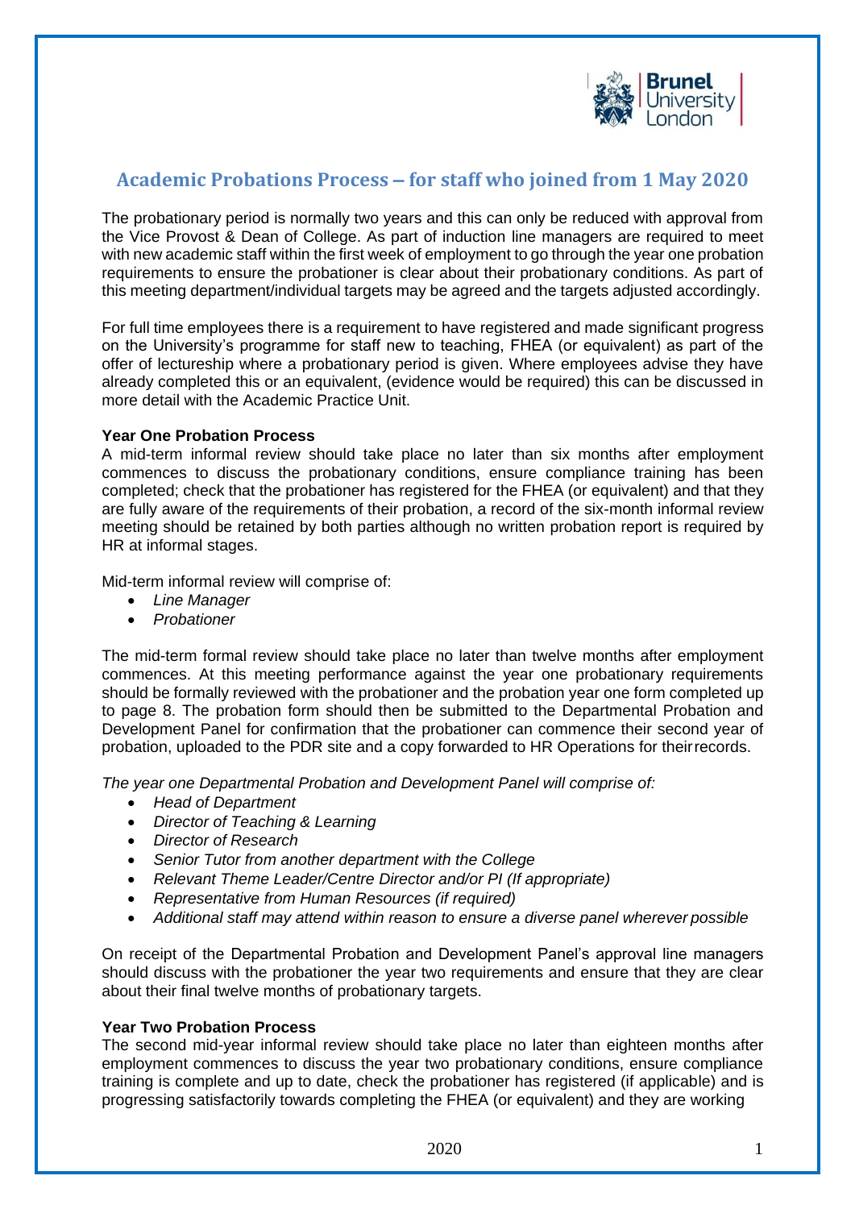# Academic Probations Process – for staff who joined from 1 May 2020

The probationary period is normally two years and this can only be reduced with approval from the Vice Provost & Dean of College. As part of induction line managers are required to meet with new academic staff within the first week of employment to go through the year one probation requirements to ensure the probationer is clear about their probationary conditions. As part of this meeting department/individual targets may be agreed and the targets adjusted accordingly.

For full time employees there is a requirement to have registered and made significant progress on the University's programme for staff new to teaching, FHEA (or equivalent) as part of the offer of lectureship where a probationary period is given. Where employees advise they have already completed this or an equivalent, (evidence would be required) this can be discussed in more detail with the Academic Practice Unit.

**Year One Probation Process**

A mid-term informal review should take place no later than six months after employment commences to discuss the probationary conditions, ensure compliance training has been completed; check that the probationer has registered for the FHEA (or equivalent) and that they are fully aware of the requirements of their probation, a record of the six-month informal review meeting should be retained by both parties although no written probation report is required by HR at informal stages.

Mid-term informal review will comprise of:

- *Line Manager*
- *Probationer*

The mid-term formal review should take place no later than twelve months after employment commences. At this meeting performance against the year one probationary requirements should be formally reviewed with the probationer and the probation year one form completed up to page 8. The probation form should then be submitted to the Departmental Probation and Development Panel for confirmation that the probationer can commence their second year of probation, uploaded to the PDR site and a copy forwarded to HR Operations for their records.

*The year one Departmental Probation and Development Panel will comprise of:*

- *Head of Department*
- *Director of Teaching & Learning*
- *Director of Research*
- *Senior Tutor from another department with the College*
- *Relevant Theme Leader/Centre Director and/or PI (If appropriate)*
- *Representative from Human Resources (if required)*
- *Additional staff may attend within reason to ensure a diverse panel wherever possible*

On receipt of the Departmental Probation and Development Panel's approval line managers should discuss with the probationer the year two requirements and ensure that they are clear about their final twelve months of probationary targets.

**Year Two Probation Process**

The second mid-year informal review should take place no later than eighteen months after employment commences to discuss the year two probationary conditions, ensure compliance training is complete and up to date, check the probationer has registered (if applicable) and is progressing satisfactorily towards completing the FHEA (or equivalent) and they are working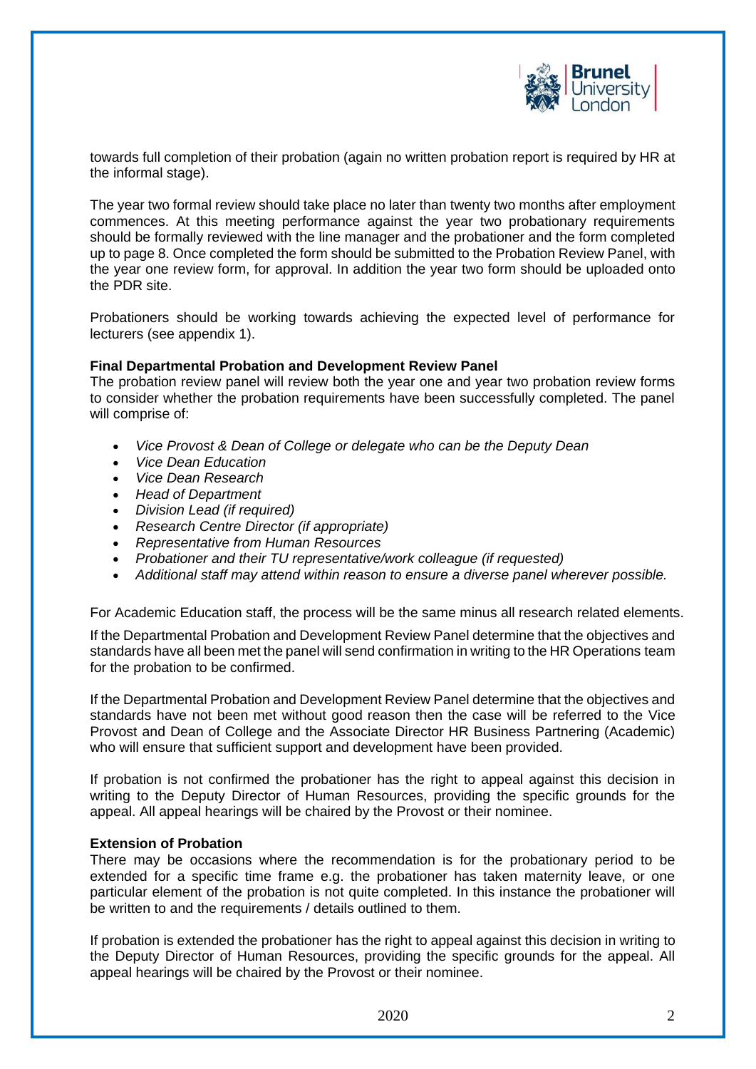towards full completion of their probation (again no written probation report is required by HR at the informal stage).

The year two formal review should take place no later than twenty two months after employment commences. At this meeting performance against the year two probationary requirements should be formally reviewed with the line manager and the probationer and the form completed up to page 8. Once completed the form should be submitted to the Probation Review Panel, with the year one review form, for approval. In addition the year two form should be uploaded onto the PDR site.

Probationers should be working towards achieving the expected level of performance for lecturers (see appendix 1).

**Final Departmental Probation and Development Review Panel**
The probation review panel will review both the year one and year two probation review forms to consider whether the probation requirements have been successfully completed. The panel will comprise of:

- *Vice Provost & Dean of College or delegate who can be the Deputy Dean*
- *Vice Dean Education*
- *Vice Dean Research*
- *Head of Department*
- *Division Lead (if required)*
- *Research Centre Director (if appropriate)*
- *Representative from Human Resources*
- *Probationer and their TU representative/work colleague (if requested)*
- *Additional staff may attend within reason to ensure a diverse panel wherever possible.*

For Academic Education staff, the process will be the same minus all research related elements.

If the Departmental Probation and Development Review Panel determine that the objectives and standards have all been met the panel will send confirmation in writing to the HR Operations team for the probation to be confirmed.

If the Departmental Probation and Development Review Panel determine that the objectives and standards have not been met without good reason then the case will be referred to the Vice Provost and Dean of College and the Associate Director HR Business Partnering (Academic) who will ensure that sufficient support and development have been provided.

If probation is not confirmed the probationer has the right to appeal against this decision in writing to the Deputy Director of Human Resources, providing the specific grounds for the appeal. All appeal hearings will be chaired by the Provost or their nominee.

**Extension of Probation**
There may be occasions where the recommendation is for the probationary period to be extended for a specific time frame e.g. the probationer has taken maternity leave, or one particular element of the probation is not quite completed. In this instance the probationer will be written to and the requirements / details outlined to them.

If probation is extended the probationer has the right to appeal against this decision in writing to the Deputy Director of Human Resources, providing the specific grounds for the appeal. All appeal hearings will be chaired by the Provost or their nominee.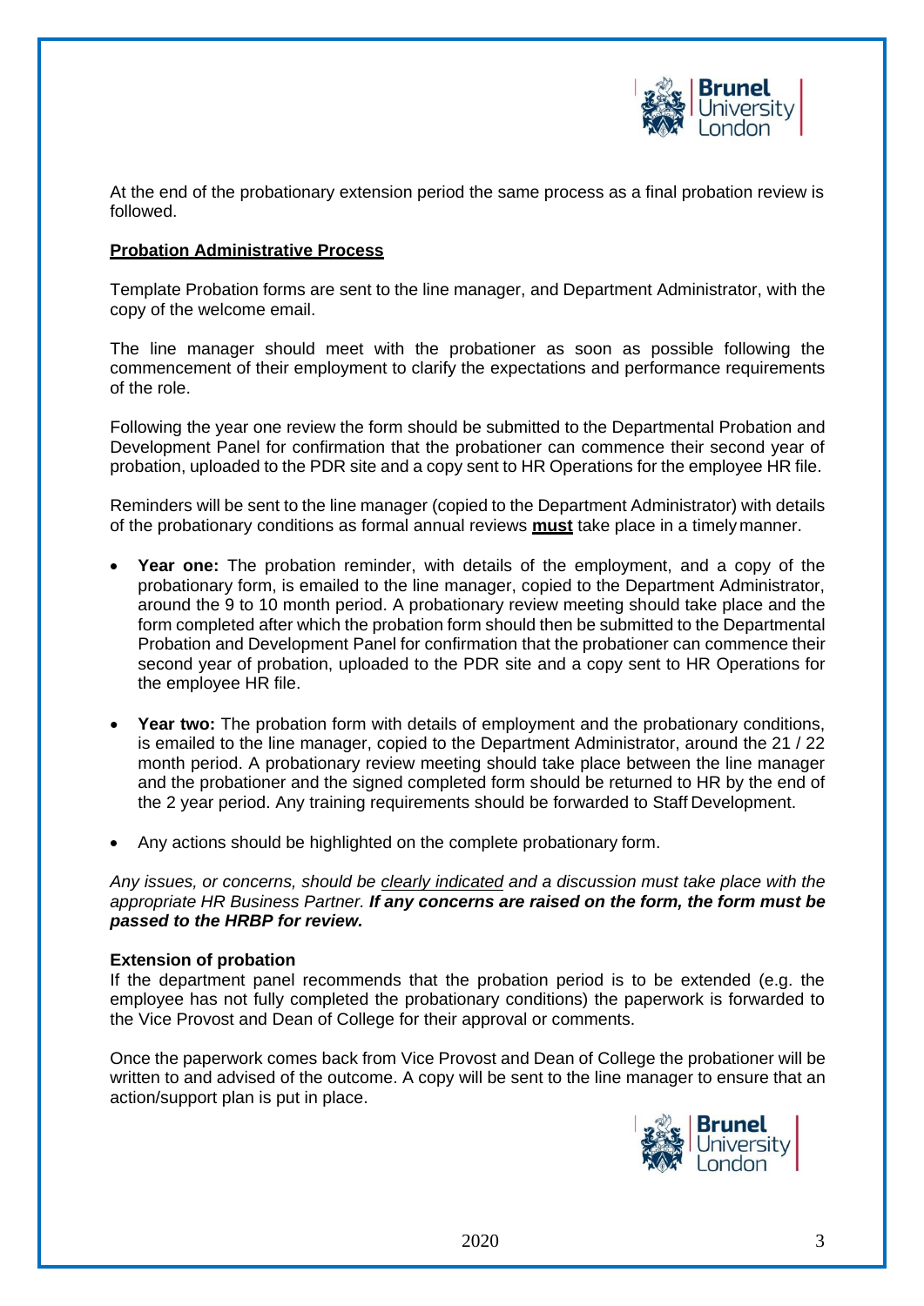At the end of the probationary extension period the same process as a final probation review is followed.

**Probation Administrative Process**

Template Probation forms are sent to the line manager, and Department Administrator, with the copy of the welcome email.

The line manager should meet with the probationer as soon as possible following the commencement of their employment to clarify the expectations and performance requirements of the role.

Following the year one review the form should be submitted to the Departmental Probation and Development Panel for confirmation that the probationer can commence their second year of probation, uploaded to the PDR site and a copy sent to HR Operations for the employee HR file.

Reminders will be sent to the line manager (copied to the Department Administrator) with details of the probationary conditions as formal annual reviews **must** take place in a timely manner.

- **Year one:** The probation reminder, with details of the employment, and a copy of the probationary form, is emailed to the line manager, copied to the Department Administrator, around the 9 to 10 month period. A probationary review meeting should take place and the form completed after which the probation form should then be submitted to the Departmental Probation and Development Panel for confirmation that the probationer can commence their second year of probation, uploaded to the PDR site and a copy sent to HR Operations for the employee HR file.

- **Year two:** The probation form with details of employment and the probationary conditions, is emailed to the line manager, copied to the Department Administrator, around the 21 / 22 month period. A probationary review meeting should take place between the line manager and the probationer and the signed completed form should be returned to HR by the end of the 2 year period. Any training requirements should be forwarded to Staff Development.

- Any actions should be highlighted on the complete probationary form.

*Any issues, or concerns, should be clearly indicated and a discussion must take place with the appropriate HR Business Partner.* ***If any concerns are raised on the form, the form must be passed to the HRBP for review.***

**Extension of probation**

If the department panel recommends that the probation period is to be extended (e.g. the employee has not fully completed the probationary conditions) the paperwork is forwarded to the Vice Provost and Dean of College for their approval or comments.

Once the paperwork comes back from Vice Provost and Dean of College the probationer will be written to and advised of the outcome. A copy will be sent to the line manager to ensure that an action/support plan is put in place.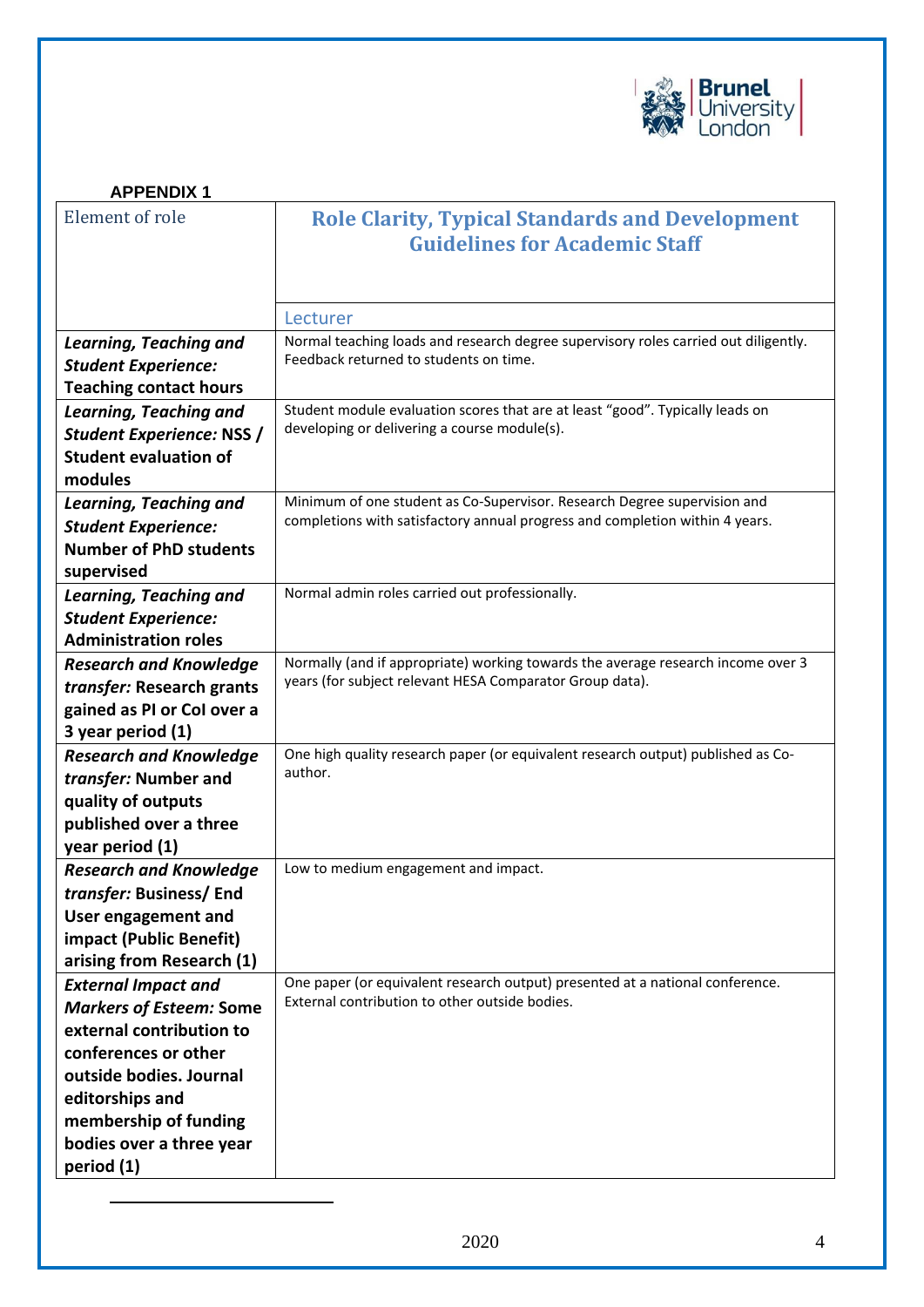**APPENDIX 1**

| Element of role | Role Clarity, Typical Standards and Development Guidelines for Academic Staff |
|---|---|
| | Lecturer |
| ***Learning, Teaching and Student Experience:* Teaching contact hours** | Normal teaching loads and research degree supervisory roles carried out diligently. Feedback returned to students on time. |
| ***Learning, Teaching and Student Experience:* NSS / Student evaluation of modules** | Student module evaluation scores that are at least "good". Typically leads on developing or delivering a course module(s). |
| ***Learning, Teaching and Student Experience:* Number of PhD students supervised** | Minimum of one student as Co-Supervisor. Research Degree supervision and completions with satisfactory annual progress and completion within 4 years. |
| ***Learning, Teaching and Student Experience:* Administration roles** | Normal admin roles carried out professionally. |
| ***Research and Knowledge transfer:* Research grants gained as PI or CoI over a 3 year period (1)** | Normally (and if appropriate) working towards the average research income over 3 years (for subject relevant HESA Comparator Group data). |
| ***Research and Knowledge transfer:* Number and quality of outputs published over a three year period (1)** | One high quality research paper (or equivalent research output) published as Co-author. |
| ***Research and Knowledge transfer:* Business/ End User engagement and impact (Public Benefit) arising from Research (1)** | Low to medium engagement and impact. |
| ***External Impact and Markers of Esteem:* Some external contribution to conferences or other outside bodies. Journal editorships and membership of funding bodies over a three year period (1)** | One paper (or equivalent research output) presented at a national conference. External contribution to other outside bodies. |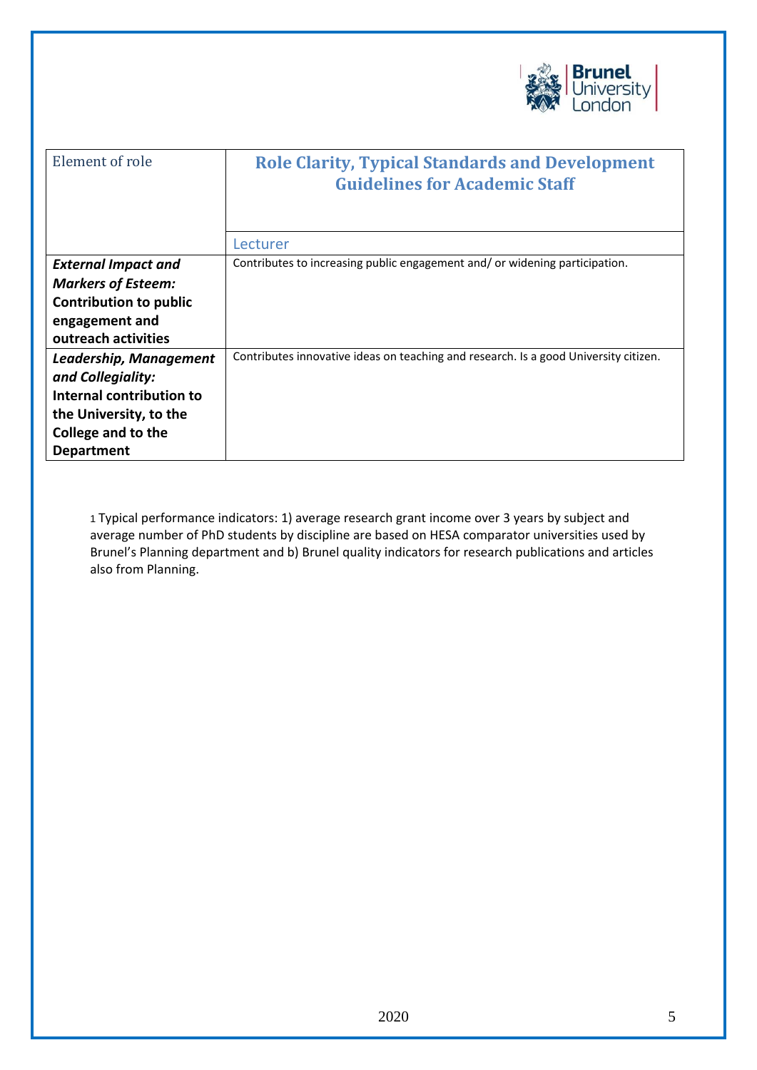| Element of role | Role Clarity, Typical Standards and Development Guidelines for Academic Staff |
|---|---|
| | Lecturer |
| ***External Impact and Markers of Esteem:*** **Contribution to public engagement and outreach activities** | Contributes to increasing public engagement and/ or widening participation. |
| ***Leadership, Management and Collegiality:*** **Internal contribution to the University, to the College and to the Department** | Contributes innovative ideas on teaching and research. Is a good University citizen. |

1 Typical performance indicators: 1) average research grant income over 3 years by subject and average number of PhD students by discipline are based on HESA comparator universities used by Brunel's Planning department and b) Brunel quality indicators for research publications and articles also from Planning.

2020